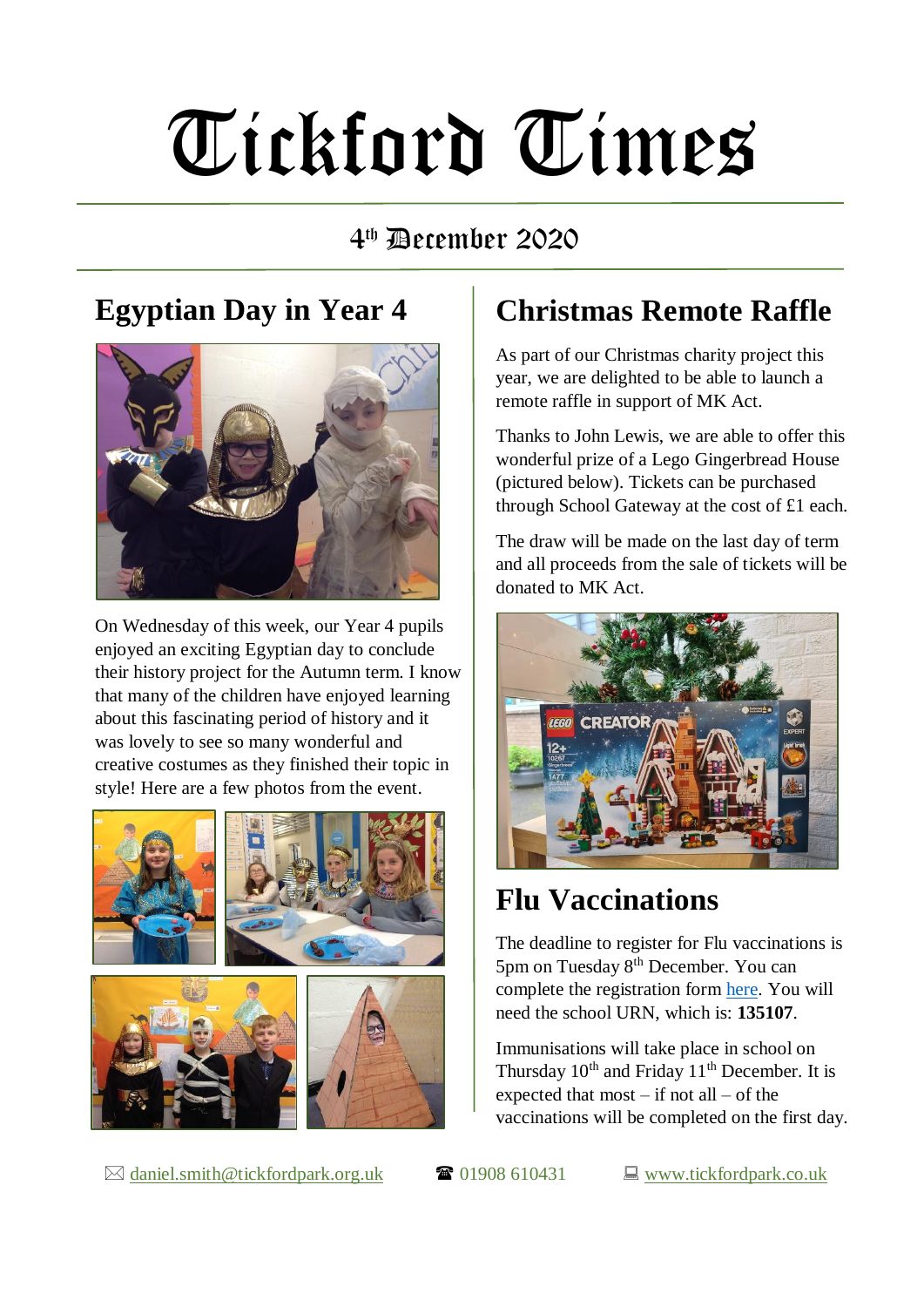# Tickford Times

4th December 2020

## Egyptian Day in Year 4

On Wednesday of this week, our Year 4 pupils enjoyed an exciting Egyptian day to conclude their history project for the Autumn term. I know that many of the children have enjoyed learning about this fascinating period of history and it was lovely to see so many wonderful and creative costumes as they finished their topic in style! Here are a few photos from the event.

## Christmas Remote Raffle

As part of our Christmas charity project this year, we are delighted to be able to launch a remote raffle in support of MK Act.

Thanks to John Lewis, we are able to offer this wonderful prize of a Lego Gingerbread House (pictured below). Tickets can be purchased through School Gateway at the cost of £1 each.

The draw will be made on the last day of term and all proceeds from the sale of tickets will be donated to MK Act.

## Flu Vaccinations

The deadline to register for Flu vaccinations is 5pm on Tuesday 8th December. You can complete the registration form here. You will need the school URN, which is: **135107**.

Immunisations will take place in school on Thursday 10th and Friday 11th December. It is expected that most – if not all – of the vaccinations will be completed on the first day.

✉ daniel.smith@tickfordpark.org.uk ☎ 01908 610431 💻 www.tickfordpark.co.uk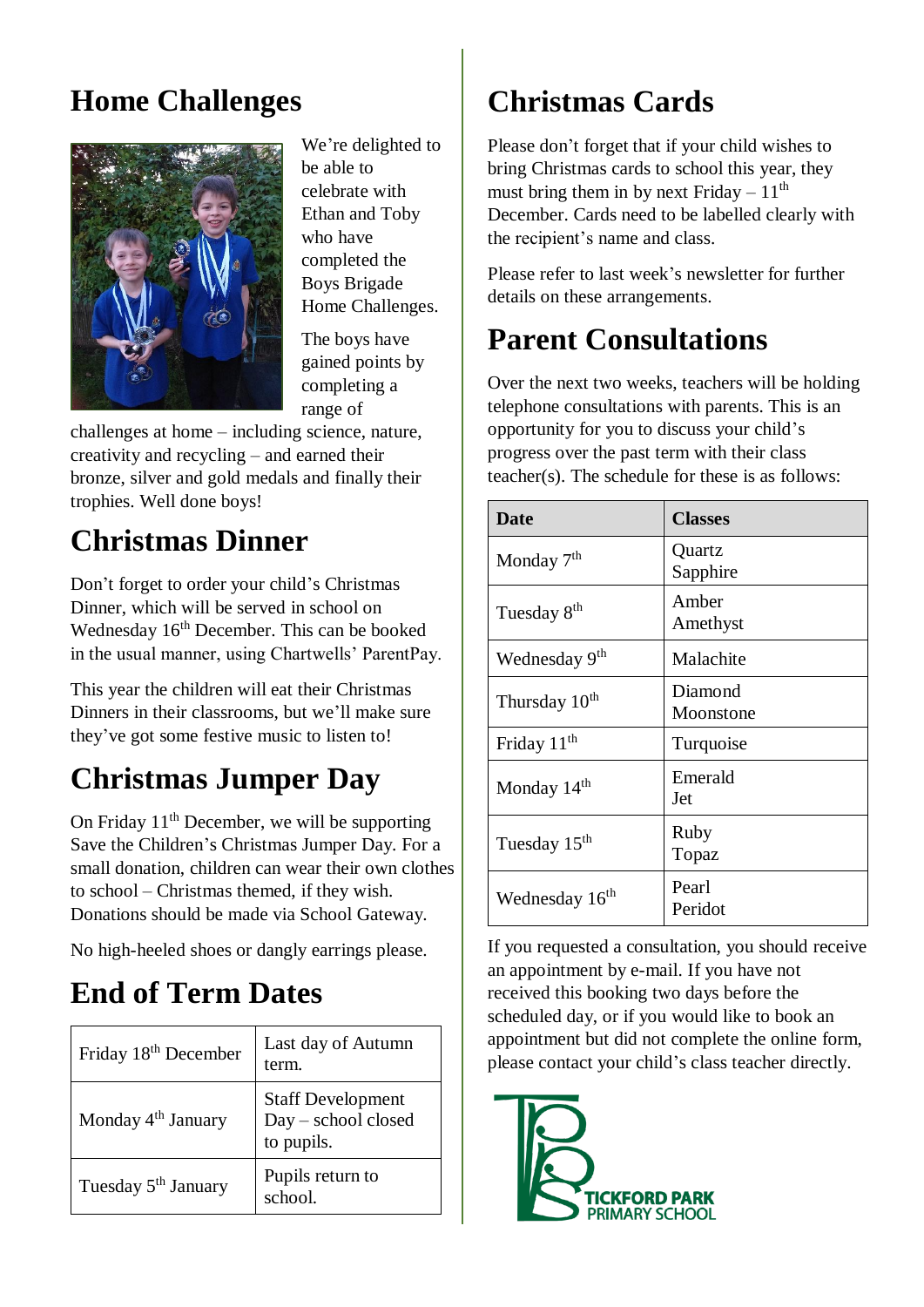## Home Challenges

We're delighted to be able to celebrate with Ethan and Toby who have completed the Boys Brigade Home Challenges.

The boys have gained points by completing a range of challenges at home – including science, nature, creativity and recycling – and earned their bronze, silver and gold medals and finally their trophies. Well done boys!

## Christmas Dinner

Don't forget to order your child's Christmas Dinner, which will be served in school on Wednesday 16th December. This can be booked in the usual manner, using Chartwells' ParentPay.

This year the children will eat their Christmas Dinners in their classrooms, but we'll make sure they've got some festive music to listen to!

## Christmas Jumper Day

On Friday 11th December, we will be supporting Save the Children's Christmas Jumper Day. For a small donation, children can wear their own clothes to school – Christmas themed, if they wish. Donations should be made via School Gateway.

No high-heeled shoes or dangly earrings please.

## End of Term Dates

| | |
|---|---|
| Friday 18th December | Last day of Autumn term. |
| Monday 4th January | Staff Development Day – school closed to pupils. |
| Tuesday 5th January | Pupils return to school. |

## Christmas Cards

Please don't forget that if your child wishes to bring Christmas cards to school this year, they must bring them in by next Friday – 11th December. Cards need to be labelled clearly with the recipient's name and class.

Please refer to last week's newsletter for further details on these arrangements.

## Parent Consultations

Over the next two weeks, teachers will be holding telephone consultations with parents. This is an opportunity for you to discuss your child's progress over the past term with their class teacher(s). The schedule for these is as follows:

| Date | Classes |
|---|---|
| Monday 7th | Quartz<br>Sapphire |
| Tuesday 8th | Amber<br>Amethyst |
| Wednesday 9th | Malachite |
| Thursday 10th | Diamond<br>Moonstone |
| Friday 11th | Turquoise |
| Monday 14th | Emerald<br>Jet |
| Tuesday 15th | Ruby<br>Topaz |
| Wednesday 16th | Pearl<br>Peridot |

If you requested a consultation, you should receive an appointment by e-mail. If you have not received this booking two days before the scheduled day, or if you would like to book an appointment but did not complete the online form, please contact your child's class teacher directly.

TICKFORD PARK PRIMARY SCHOOL